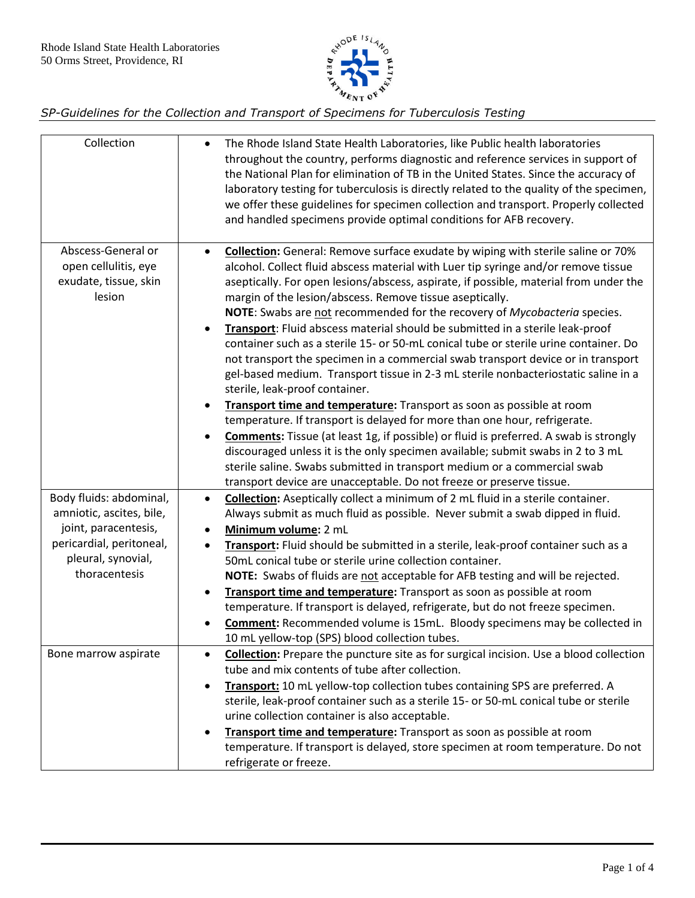Rhode Island State Health Laboratories
50 Orms Street, Providence, RI

*SP-Guidelines for the Collection and Transport of Specimens for Tuberculosis Testing*

| | |
|---|---|
| Collection | • The Rhode Island State Health Laboratories, like Public health laboratories throughout the country, performs diagnostic and reference services in support of the National Plan for elimination of TB in the United States. Since the accuracy of laboratory testing for tuberculosis is directly related to the quality of the specimen, we offer these guidelines for specimen collection and transport. Properly collected and handled specimens provide optimal conditions for AFB recovery. |
| Abscess-General or open cellulitis, eye exudate, tissue, skin lesion | • **Collection:** General: Remove surface exudate by wiping with sterile saline or 70% alcohol. Collect fluid abscess material with Luer tip syringe and/or remove tissue aseptically. For open lesions/abscess, aspirate, if possible, material from under the margin of the lesion/abscess. Remove tissue aseptically.<br>**NOTE**: Swabs are not recommended for the recovery of *Mycobacteria* species.<br>• **Transport**: Fluid abscess material should be submitted in a sterile leak-proof container such as a sterile 15- or 50-mL conical tube or sterile urine container. Do not transport the specimen in a commercial swab transport device or in transport gel-based medium. Transport tissue in 2-3 mL sterile nonbacteriostatic saline in a sterile, leak-proof container.<br>• **Transport time and temperature:** Transport as soon as possible at room temperature. If transport is delayed for more than one hour, refrigerate.<br>• **Comments:** Tissue (at least 1g, if possible) or fluid is preferred. A swab is strongly discouraged unless it is the only specimen available; submit swabs in 2 to 3 mL sterile saline. Swabs submitted in transport medium or a commercial swab transport device are unacceptable. Do not freeze or preserve tissue. |
| Body fluids: abdominal, amniotic, ascites, bile, joint, paracentesis, pericardial, peritoneal, pleural, synovial, thoracentesis | • **Collection:** Aseptically collect a minimum of 2 mL fluid in a sterile container. Always submit as much fluid as possible. Never submit a swab dipped in fluid.<br>• **Minimum volume:** 2 mL<br>• **Transport:** Fluid should be submitted in a sterile, leak-proof container such as a 50mL conical tube or sterile urine collection container.<br>**NOTE:** Swabs of fluids are not acceptable for AFB testing and will be rejected.<br>• **Transport time and temperature:** Transport as soon as possible at room temperature. If transport is delayed, refrigerate, but do not freeze specimen.<br>• **Comment:** Recommended volume is 15mL. Bloody specimens may be collected in 10 mL yellow-top (SPS) blood collection tubes. |
| Bone marrow aspirate | • **Collection:** Prepare the puncture site as for surgical incision. Use a blood collection tube and mix contents of tube after collection.<br>• **Transport:** 10 mL yellow-top collection tubes containing SPS are preferred. A sterile, leak-proof container such as a sterile 15- or 50-mL conical tube or sterile urine collection container is also acceptable.<br>• **Transport time and temperature:** Transport as soon as possible at room temperature. If transport is delayed, store specimen at room temperature. Do not refrigerate or freeze. |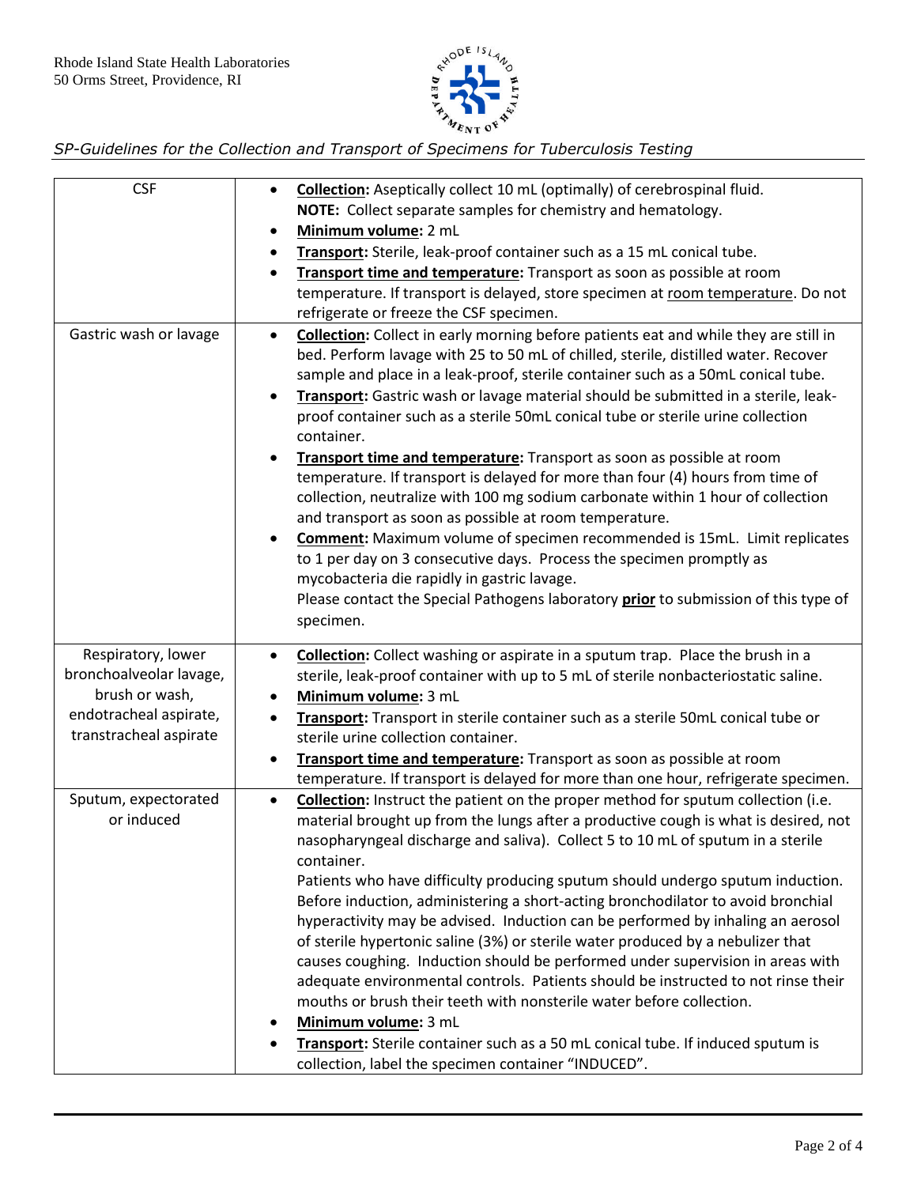| | |
|---|---|
| CSF | • **Collection:** Aseptically collect 10 mL (optimally) of cerebrospinal fluid.<br>**NOTE:** Collect separate samples for chemistry and hematology.<br>• **Minimum volume:** 2 mL<br>• **Transport:** Sterile, leak-proof container such as a 15 mL conical tube.<br>• **Transport time and temperature:** Transport as soon as possible at room temperature. If transport is delayed, store specimen at room temperature. Do not refrigerate or freeze the CSF specimen. |
| Gastric wash or lavage | • **Collection:** Collect in early morning before patients eat and while they are still in bed. Perform lavage with 25 to 50 mL of chilled, sterile, distilled water. Recover sample and place in a leak-proof, sterile container such as a 50mL conical tube.<br>• **Transport:** Gastric wash or lavage material should be submitted in a sterile, leak-proof container such as a sterile 50mL conical tube or sterile urine collection container.<br>• **Transport time and temperature:** Transport as soon as possible at room temperature. If transport is delayed for more than four (4) hours from time of collection, neutralize with 100 mg sodium carbonate within 1 hour of collection and transport as soon as possible at room temperature.<br>• **Comment:** Maximum volume of specimen recommended is 15mL. Limit replicates to 1 per day on 3 consecutive days. Process the specimen promptly as mycobacteria die rapidly in gastric lavage.<br>Please contact the Special Pathogens laboratory **prior** to submission of this type of specimen. |
| Respiratory, lower bronchoalveolar lavage, brush or wash, endotracheal aspirate, transtracheal aspirate | • **Collection:** Collect washing or aspirate in a sputum trap. Place the brush in a sterile, leak-proof container with up to 5 mL of sterile nonbacteriostatic saline.<br>• **Minimum volume:** 3 mL<br>• **Transport:** Transport in sterile container such as a sterile 50mL conical tube or sterile urine collection container.<br>• **Transport time and temperature:** Transport as soon as possible at room temperature. If transport is delayed for more than one hour, refrigerate specimen. |
| Sputum, expectorated or induced | • **Collection:** Instruct the patient on the proper method for sputum collection (i.e. material brought up from the lungs after a productive cough is what is desired, not nasopharyngeal discharge and saliva). Collect 5 to 10 mL of sputum in a sterile container.<br>Patients who have difficulty producing sputum should undergo sputum induction. Before induction, administering a short-acting bronchodilator to avoid bronchial hyperactivity may be advised. Induction can be performed by inhaling an aerosol of sterile hypertonic saline (3%) or sterile water produced by a nebulizer that causes coughing. Induction should be performed under supervision in areas with adequate environmental controls. Patients should be instructed to not rinse their mouths or brush their teeth with nonsterile water before collection.<br>• **Minimum volume:** 3 mL<br>• **Transport:** Sterile container such as a 50 mL conical tube. If induced sputum is collection, label the specimen container "INDUCED". |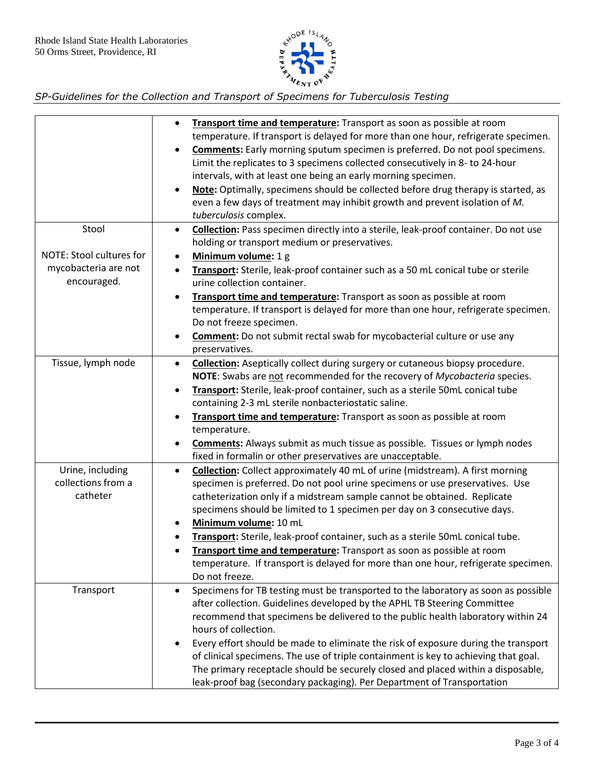| | |
|---|---|
| | • **Transport time and temperature:** Transport as soon as possible at room temperature. If transport is delayed for more than one hour, refrigerate specimen.<br>• **Comments:** Early morning sputum specimen is preferred. Do not pool specimens. Limit the replicates to 3 specimens collected consecutively in 8- to 24-hour intervals, with at least one being an early morning specimen.<br>• **Note:** Optimally, specimens should be collected before drug therapy is started, as even a few days of treatment may inhibit growth and prevent isolation of *M. tuberculosis* complex. |
| Stool<br><br>NOTE: Stool cultures for mycobacteria are not encouraged. | • **Collection:** Pass specimen directly into a sterile, leak-proof container. Do not use holding or transport medium or preservatives.<br>• **Minimum volume:** 1 g<br>• **Transport:** Sterile, leak-proof container such as a 50 mL conical tube or sterile urine collection container.<br>• **Transport time and temperature:** Transport as soon as possible at room temperature. If transport is delayed for more than one hour, refrigerate specimen. Do not freeze specimen.<br>• **Comment:** Do not submit rectal swab for mycobacterial culture or use any preservatives. |
| Tissue, lymph node | • **Collection:** Aseptically collect during surgery or cutaneous biopsy procedure. **NOTE**: Swabs are not recommended for the recovery of *Mycobacteria* species.<br>• **Transport:** Sterile, leak-proof container, such as a sterile 50mL conical tube containing 2-3 mL sterile nonbacteriostatic saline.<br>• **Transport time and temperature:** Transport as soon as possible at room temperature.<br>• **Comments:** Always submit as much tissue as possible. Tissues or lymph nodes fixed in formalin or other preservatives are unacceptable. |
| Urine, including collections from a catheter | • **Collection:** Collect approximately 40 mL of urine (midstream). A first morning specimen is preferred. Do not pool urine specimens or use preservatives. Use catheterization only if a midstream sample cannot be obtained. Replicate specimens should be limited to 1 specimen per day on 3 consecutive days.<br>• **Minimum volume:** 10 mL<br>• **Transport:** Sterile, leak-proof container, such as a sterile 50mL conical tube.<br>• **Transport time and temperature:** Transport as soon as possible at room temperature. If transport is delayed for more than one hour, refrigerate specimen. Do not freeze. |
| Transport | • Specimens for TB testing must be transported to the laboratory as soon as possible after collection. Guidelines developed by the APHL TB Steering Committee recommend that specimens be delivered to the public health laboratory within 24 hours of collection.<br>• Every effort should be made to eliminate the risk of exposure during the transport of clinical specimens. The use of triple containment is key to achieving that goal. The primary receptacle should be securely closed and placed within a disposable, leak-proof bag (secondary packaging). Per Department of Transportation |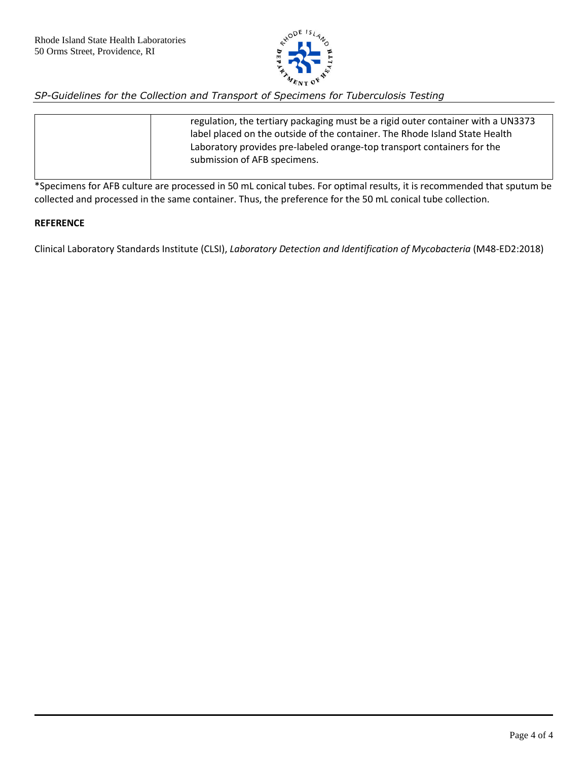| | |
|---|---|
| | regulation, the tertiary packaging must be a rigid outer container with a UN3373 label placed on the outside of the container. The Rhode Island State Health Laboratory provides pre-labeled orange-top transport containers for the submission of AFB specimens. |

*Specimens for AFB culture are processed in 50 mL conical tubes. For optimal results, it is recommended that sputum be collected and processed in the same container. Thus, the preference for the 50 mL conical tube collection.

**REFERENCE**

Clinical Laboratory Standards Institute (CLSI), *Laboratory Detection and Identification of Mycobacteria* (M48-ED2:2018)